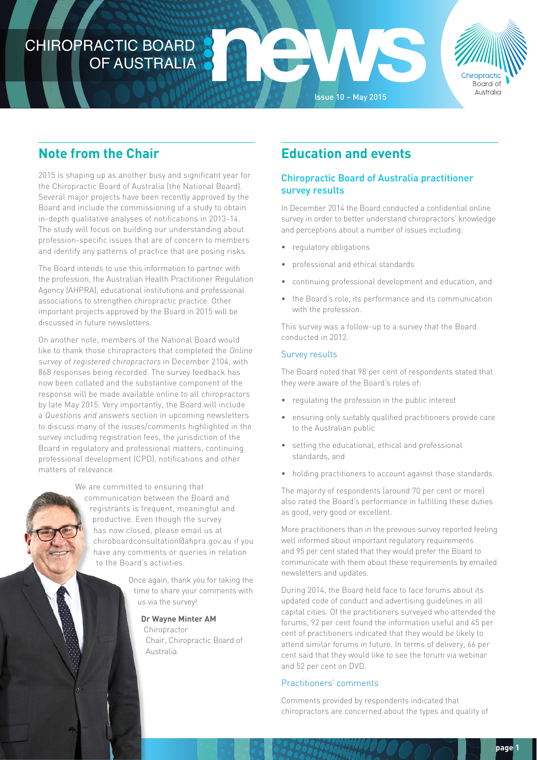# CHIROPRACTIC BOARD OF AUSTRALIA news

Issue 10 – May 2015

## Note from the Chair

2015 is shaping up as another busy and significant year for the Chiropractic Board of Australia (the National Board). Several major projects have been recently approved by the Board and include the commissioning of a study to obtain in-depth qualitative analyses of notifications in 2013-14. The study will focus on building our understanding about profession-specific issues that are of concern to members and identify any patterns of practice that are posing risks.

The Board intends to use this information to partner with the profession, the Australian Health Practitioner Regulation Agency (AHPRA), educational institutions and professional associations to strengthen chiropractic practice. Other important projects approved by the Board in 2015 will be discussed in future newsletters.

On another note, members of the National Board would like to thank those chiropractors that completed the *Online survey of registered chiropractors* in December 2104, with 868 responses being recorded. The survey feedback has now been collated and the substantive component of the response will be made available online to all chiropractors by late May 2015. Very importantly, the Board will include a *Questions and answers* section in upcoming newsletters to discuss many of the issues/comments highlighted in the survey including registration fees, the jurisdiction of the Board in regulatory and professional matters, continuing professional development (CPD), notifications and other matters of relevance.

We are committed to ensuring that communication between the Board and registrants is frequent, meaningful and productive. Even though the survey has now closed, please email us at chiroboardconsultation@ahpra.gov.au if you have any comments or queries in relation to the Board's activities.

Once again, thank you for taking the time to share your comments with us via the survey!

**Dr Wayne Minter AM**
Chiropractor
Chair, Chiropractic Board of Australia

## Education and events

### Chiropractic Board of Australia practitioner survey results

In December 2014 the Board conducted a confidential online survey in order to better understand chiropractors' knowledge and perceptions about a number of issues including:

- regulatory obligations
- professional and ethical standards
- continuing professional development and education, and
- the Board's role, its performance and its communication with the profession.

This survey was a follow-up to a survey that the Board conducted in 2012.

#### Survey results

The Board noted that 98 per cent of respondents stated that they were aware of the Board's roles of:

- regulating the profession in the public interest
- ensuring only suitably qualified practitioners provide care to the Australian public
- setting the educational, ethical and professional standards, and
- holding practitioners to account against those standards.

The majority of respondents (around 70 per cent or more) also rated the Board's performance in fulfilling these duties as good, very good or excellent.

More practitioners than in the previous survey reported feeling well informed about important regulatory requirements and 95 per cent stated that they would prefer the Board to communicate with them about these requirements by emailed newsletters and updates.

During 2014, the Board held face to face forums about its updated code of conduct and advertising guidelines in all capital cities. Of the practitioners surveyed who attended the forums, 92 per cent found the information useful and 45 per cent of practitioners indicated that they would be likely to attend similar forums in future. In terms of delivery, 66 per cent said that they would like to see the forum via webinar and 52 per cent on DVD.

#### Practitioners' comments

Comments provided by respondents indicated that chiropractors are concerned about the types and quality of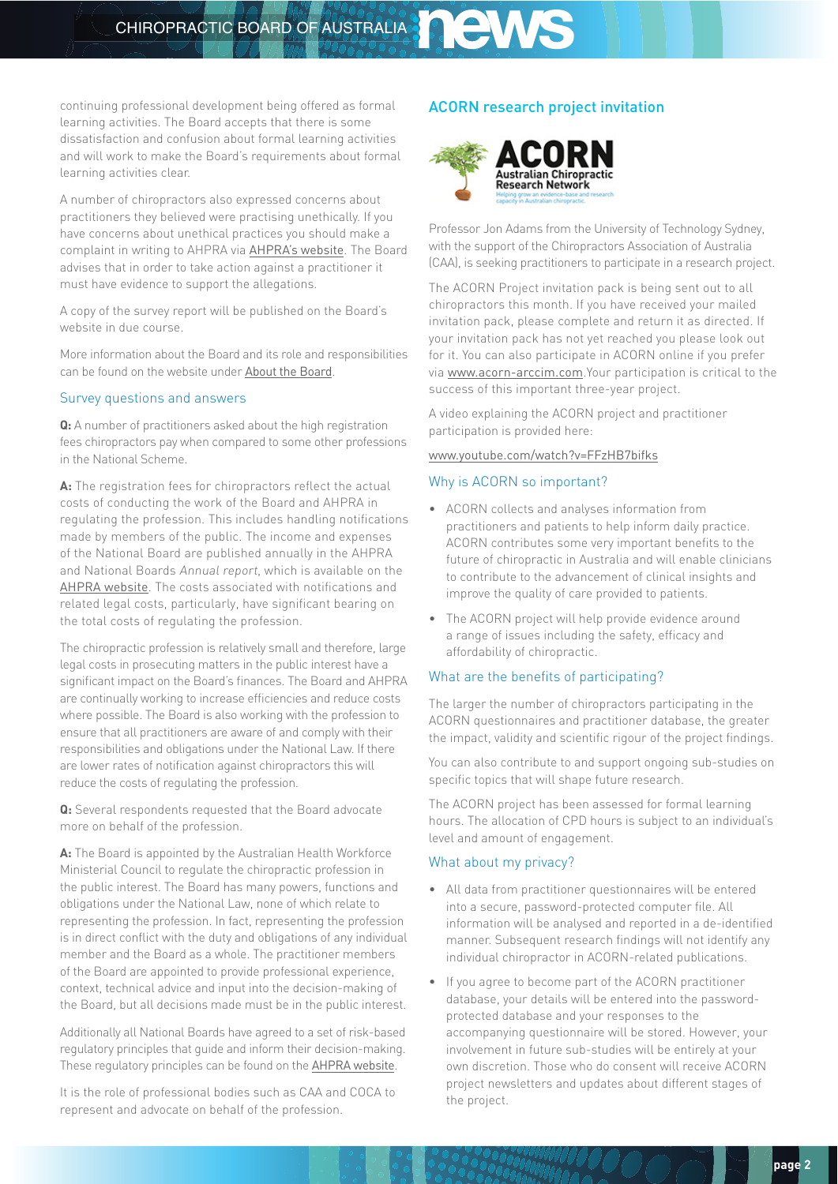continuing professional development being offered as formal learning activities. The Board accepts that there is some dissatisfaction and confusion about formal learning activities and will work to make the Board's requirements about formal learning activities clear.

A number of chiropractors also expressed concerns about practitioners they believed were practising unethically. If you have concerns about unethical practices you should make a complaint in writing to AHPRA via AHPRA's website. The Board advises that in order to take action against a practitioner it must have evidence to support the allegations.

A copy of the survey report will be published on the Board's website in due course.

More information about the Board and its role and responsibilities can be found on the website under About the Board.

### Survey questions and answers

**Q:** A number of practitioners asked about the high registration fees chiropractors pay when compared to some other professions in the National Scheme.

**A:** The registration fees for chiropractors reflect the actual costs of conducting the work of the Board and AHPRA in regulating the profession. This includes handling notifications made by members of the public. The income and expenses of the National Board are published annually in the AHPRA and National Boards *Annual report*, which is available on the AHPRA website. The costs associated with notifications and related legal costs, particularly, have significant bearing on the total costs of regulating the profession.

The chiropractic profession is relatively small and therefore, large legal costs in prosecuting matters in the public interest have a significant impact on the Board's finances. The Board and AHPRA are continually working to increase efficiencies and reduce costs where possible. The Board is also working with the profession to ensure that all practitioners are aware of and comply with their responsibilities and obligations under the National Law. If there are lower rates of notification against chiropractors this will reduce the costs of regulating the profession.

**Q:** Several respondents requested that the Board advocate more on behalf of the profession.

**A:** The Board is appointed by the Australian Health Workforce Ministerial Council to regulate the chiropractic profession in the public interest. The Board has many powers, functions and obligations under the National Law, none of which relate to representing the profession. In fact, representing the profession is in direct conflict with the duty and obligations of any individual member and the Board as a whole. The practitioner members of the Board are appointed to provide professional experience, context, technical advice and input into the decision-making of the Board, but all decisions made must be in the public interest.

Additionally all National Boards have agreed to a set of risk-based regulatory principles that guide and inform their decision-making. These regulatory principles can be found on the AHPRA website.

It is the role of professional bodies such as CAA and COCA to represent and advocate on behalf of the profession.

## ACORN research project invitation

ACORN
Australian Chiropractic Research Network
Helping grow an evidence-base and research capacity in Australian chiropractic.

Professor Jon Adams from the University of Technology Sydney, with the support of the Chiropractors Association of Australia (CAA), is seeking practitioners to participate in a research project.

The ACORN Project invitation pack is being sent out to all chiropractors this month. If you have received your mailed invitation pack, please complete and return it as directed. If your invitation pack has not yet reached you please look out for it. You can also participate in ACORN online if you prefer via www.acorn-arccim.com.Your participation is critical to the success of this important three-year project.

A video explaining the ACORN project and practitioner participation is provided here:

www.youtube.com/watch?v=FFzHB7bifks

### Why is ACORN so important?

- ACORN collects and analyses information from practitioners and patients to help inform daily practice. ACORN contributes some very important benefits to the future of chiropractic in Australia and will enable clinicians to contribute to the advancement of clinical insights and improve the quality of care provided to patients.
- The ACORN project will help provide evidence around a range of issues including the safety, efficacy and affordability of chiropractic.

### What are the benefits of participating?

The larger the number of chiropractors participating in the ACORN questionnaires and practitioner database, the greater the impact, validity and scientific rigour of the project findings.

You can also contribute to and support ongoing sub-studies on specific topics that will shape future research.

The ACORN project has been assessed for formal learning hours. The allocation of CPD hours is subject to an individual's level and amount of engagement.

### What about my privacy?

- All data from practitioner questionnaires will be entered into a secure, password-protected computer file. All information will be analysed and reported in a de-identified manner. Subsequent research findings will not identify any individual chiropractor in ACORN-related publications.
- If you agree to become part of the ACORN practitioner database, your details will be entered into the password-protected database and your responses to the accompanying questionnaire will be stored. However, your involvement in future sub-studies will be entirely at your own discretion. Those who do consent will receive ACORN project newsletters and updates about different stages of the project.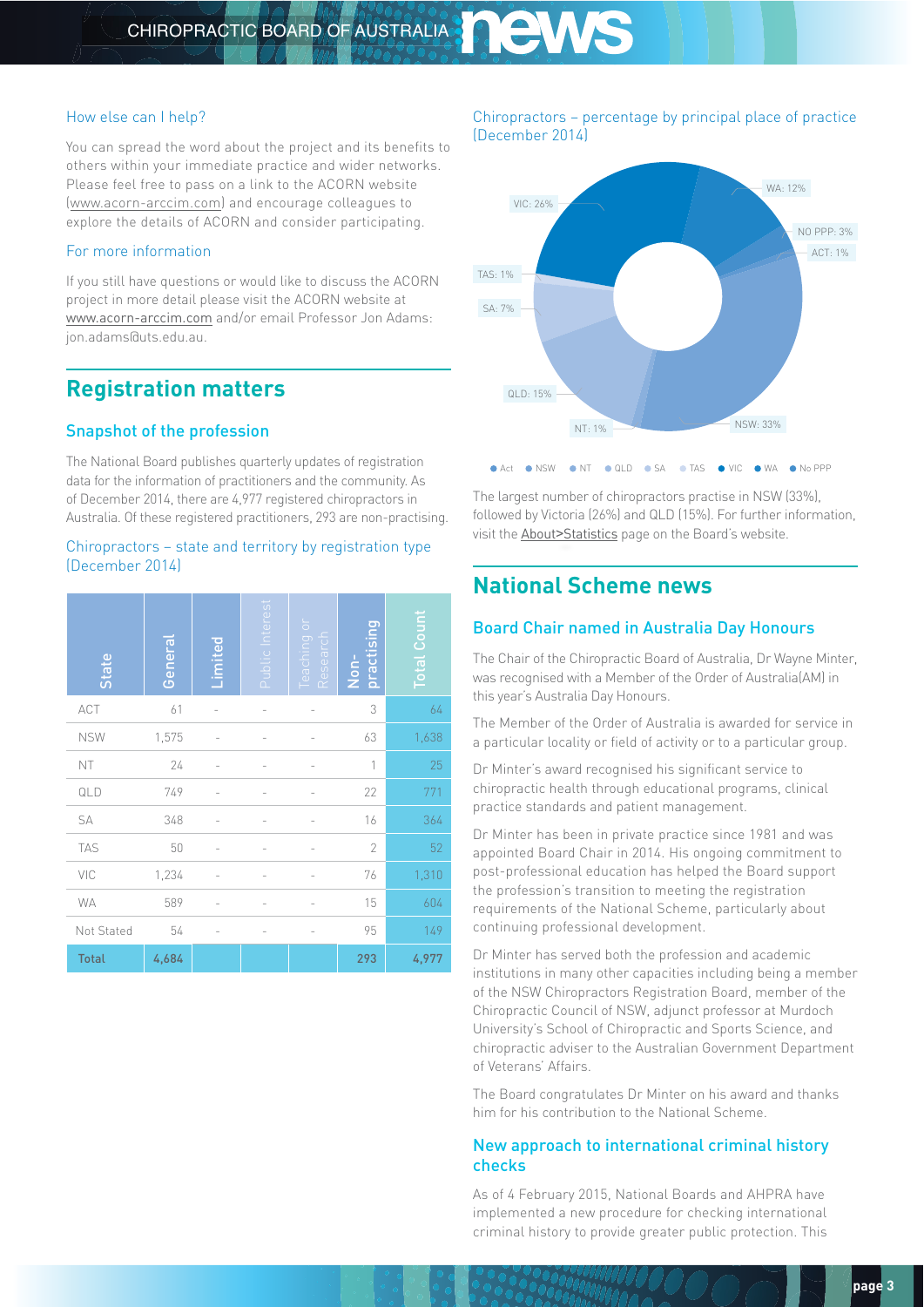### How else can I help?

You can spread the word about the project and its benefits to others within your immediate practice and wider networks. Please feel free to pass on a link to the ACORN website (www.acorn-arccim.com) and encourage colleagues to explore the details of ACORN and consider participating.

### For more information

If you still have questions or would like to discuss the ACORN project in more detail please visit the ACORN website at www.acorn-arccim.com and/or email Professor Jon Adams: jon.adams@uts.edu.au.

## Registration matters

### Snapshot of the profession

The National Board publishes quarterly updates of registration data for the information of practitioners and the community. As of December 2014, there are 4,977 registered chiropractors in Australia. Of these registered practitioners, 293 are non-practising.

Chiropractors – state and territory by registration type (December 2014)

| State | General | Limited | Public Interest | Teaching or Research | Non-practising | Total Count |
|---|---|---|---|---|---|---|
| ACT | 61 | - | - | - | 3 | 64 |
| NSW | 1,575 | - | - | - | 63 | 1,638 |
| NT | 24 | - | - | - | 1 | 25 |
| QLD | 749 | - | - | - | 22 | 771 |
| SA | 348 | - | - | - | 16 | 364 |
| TAS | 50 | - | - | - | 2 | 52 |
| VIC | 1,234 | - | - | - | 76 | 1,310 |
| WA | 589 | - | - | - | 15 | 604 |
| Not Stated | 54 | - | - | - | 95 | 149 |
| **Total** | **4,684** | | | | **293** | **4,977** |

Chiropractors – percentage by principal place of practice (December 2014)

VIC: 26%, WA: 12%, NO PPP: 3%, ACT: 1%, TAS: 1%, SA: 7%, QLD: 15%, NT: 1%, NSW: 33%

● Act ● NSW ● NT ● QLD ● SA ● TAS ● VIC ● WA ● No PPP

The largest number of chiropractors practise in NSW (33%), followed by Victoria (26%) and QLD (15%). For further information, visit the About>Statistics page on the Board's website.

## National Scheme news

### Board Chair named in Australia Day Honours

The Chair of the Chiropractic Board of Australia, Dr Wayne Minter, was recognised with a Member of the Order of Australia(AM) in this year's Australia Day Honours.

The Member of the Order of Australia is awarded for service in a particular locality or field of activity or to a particular group.

Dr Minter's award recognised his significant service to chiropractic health through educational programs, clinical practice standards and patient management.

Dr Minter has been in private practice since 1981 and was appointed Board Chair in 2014. His ongoing commitment to post-professional education has helped the Board support the profession's transition to meeting the registration requirements of the National Scheme, particularly about continuing professional development.

Dr Minter has served both the profession and academic institutions in many other capacities including being a member of the NSW Chiropractors Registration Board, member of the Chiropractic Council of NSW, adjunct professor at Murdoch University's School of Chiropractic and Sports Science, and chiropractic adviser to the Australian Government Department of Veterans' Affairs.

The Board congratulates Dr Minter on his award and thanks him for his contribution to the National Scheme.

### New approach to international criminal history checks

As of 4 February 2015, National Boards and AHPRA have implemented a new procedure for checking international criminal history to provide greater public protection. This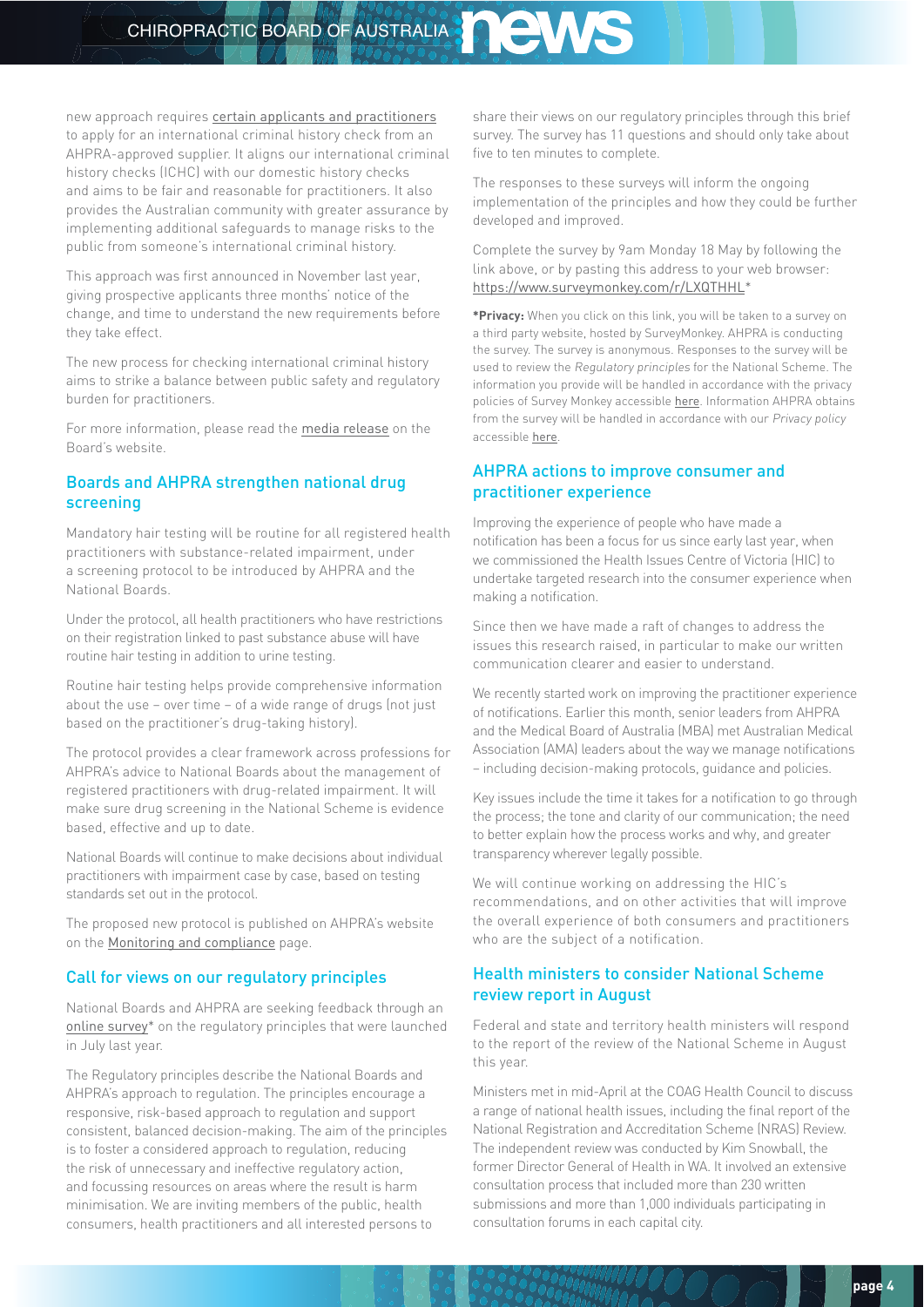new approach requires certain applicants and practitioners to apply for an international criminal history check from an AHPRA-approved supplier. It aligns our international criminal history checks (ICHC) with our domestic history checks and aims to be fair and reasonable for practitioners. It also provides the Australian community with greater assurance by implementing additional safeguards to manage risks to the public from someone's international criminal history.

This approach was first announced in November last year, giving prospective applicants three months' notice of the change, and time to understand the new requirements before they take effect.

The new process for checking international criminal history aims to strike a balance between public safety and regulatory burden for practitioners.

For more information, please read the media release on the Board's website.

## Boards and AHPRA strengthen national drug screening

Mandatory hair testing will be routine for all registered health practitioners with substance-related impairment, under a screening protocol to be introduced by AHPRA and the National Boards.

Under the protocol, all health practitioners who have restrictions on their registration linked to past substance abuse will have routine hair testing in addition to urine testing.

Routine hair testing helps provide comprehensive information about the use – over time – of a wide range of drugs (not just based on the practitioner's drug-taking history).

The protocol provides a clear framework across professions for AHPRA's advice to National Boards about the management of registered practitioners with drug-related impairment. It will make sure drug screening in the National Scheme is evidence based, effective and up to date.

National Boards will continue to make decisions about individual practitioners with impairment case by case, based on testing standards set out in the protocol.

The proposed new protocol is published on AHPRA's website on the Monitoring and compliance page.

## Call for views on our regulatory principles

National Boards and AHPRA are seeking feedback through an online survey* on the regulatory principles that were launched in July last year.

The Regulatory principles describe the National Boards and AHPRA's approach to regulation. The principles encourage a responsive, risk-based approach to regulation and support consistent, balanced decision-making. The aim of the principles is to foster a considered approach to regulation, reducing the risk of unnecessary and ineffective regulatory action, and focussing resources on areas where the result is harm minimisation. We are inviting members of the public, health consumers, health practitioners and all interested persons to share their views on our regulatory principles through this brief survey. The survey has 11 questions and should only take about five to ten minutes to complete.

The responses to these surveys will inform the ongoing implementation of the principles and how they could be further developed and improved.

Complete the survey by 9am Monday 18 May by following the link above, or by pasting this address to your web browser: https://www.surveymonkey.com/r/LXQTHHL*

**\*Privacy:** When you click on this link, you will be taken to a survey on a third party website, hosted by SurveyMonkey. AHPRA is conducting the survey. The survey is anonymous. Responses to the survey will be used to review the *Regulatory principles* for the National Scheme. The information you provide will be handled in accordance with the privacy policies of Survey Monkey accessible here. Information AHPRA obtains from the survey will be handled in accordance with our *Privacy policy* accessible here.

## AHPRA actions to improve consumer and practitioner experience

Improving the experience of people who have made a notification has been a focus for us since early last year, when we commissioned the Health Issues Centre of Victoria (HIC) to undertake targeted research into the consumer experience when making a notification.

Since then we have made a raft of changes to address the issues this research raised, in particular to make our written communication clearer and easier to understand.

We recently started work on improving the practitioner experience of notifications. Earlier this month, senior leaders from AHPRA and the Medical Board of Australia (MBA) met Australian Medical Association (AMA) leaders about the way we manage notifications – including decision-making protocols, guidance and policies.

Key issues include the time it takes for a notification to go through the process; the tone and clarity of our communication; the need to better explain how the process works and why, and greater transparency wherever legally possible.

We will continue working on addressing the HIC's recommendations, and on other activities that will improve the overall experience of both consumers and practitioners who are the subject of a notification.

## Health ministers to consider National Scheme review report in August

Federal and state and territory health ministers will respond to the report of the review of the National Scheme in August this year.

Ministers met in mid-April at the COAG Health Council to discuss a range of national health issues, including the final report of the National Registration and Accreditation Scheme (NRAS) Review. The independent review was conducted by Kim Snowball, the former Director General of Health in WA. It involved an extensive consultation process that included more than 230 written submissions and more than 1,000 individuals participating in consultation forums in each capital city.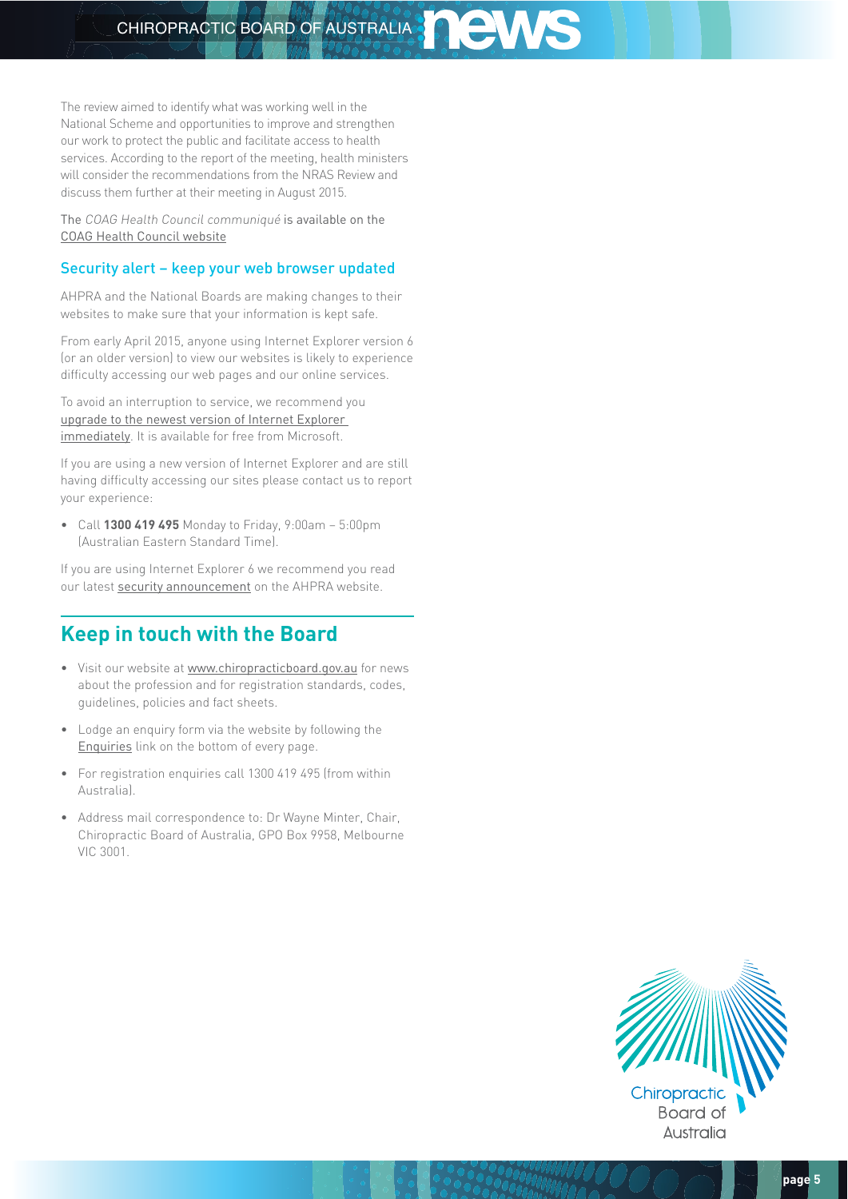The review aimed to identify what was working well in the National Scheme and opportunities to improve and strengthen our work to protect the public and facilitate access to health services. According to the report of the meeting, health ministers will consider the recommendations from the NRAS Review and discuss them further at their meeting in August 2015.

The *COAG Health Council communiqué* is available on the COAG Health Council website

### Security alert – keep your web browser updated

AHPRA and the National Boards are making changes to their websites to make sure that your information is kept safe.

From early April 2015, anyone using Internet Explorer version 6 (or an older version) to view our websites is likely to experience difficulty accessing our web pages and our online services.

To avoid an interruption to service, we recommend you upgrade to the newest version of Internet Explorer immediately. It is available for free from Microsoft.

If you are using a new version of Internet Explorer and are still having difficulty accessing our sites please contact us to report your experience:

- Call **1300 419 495** Monday to Friday, 9:00am – 5:00pm (Australian Eastern Standard Time).

If you are using Internet Explorer 6 we recommend you read our latest security announcement on the AHPRA website.

## Keep in touch with the Board

- Visit our website at www.chiropracticboard.gov.au for news about the profession and for registration standards, codes, guidelines, policies and fact sheets.
- Lodge an enquiry form via the website by following the Enquiries link on the bottom of every page.
- For registration enquiries call 1300 419 495 (from within Australia).
- Address mail correspondence to: Dr Wayne Minter, Chair, Chiropractic Board of Australia, GPO Box 9958, Melbourne VIC 3001.